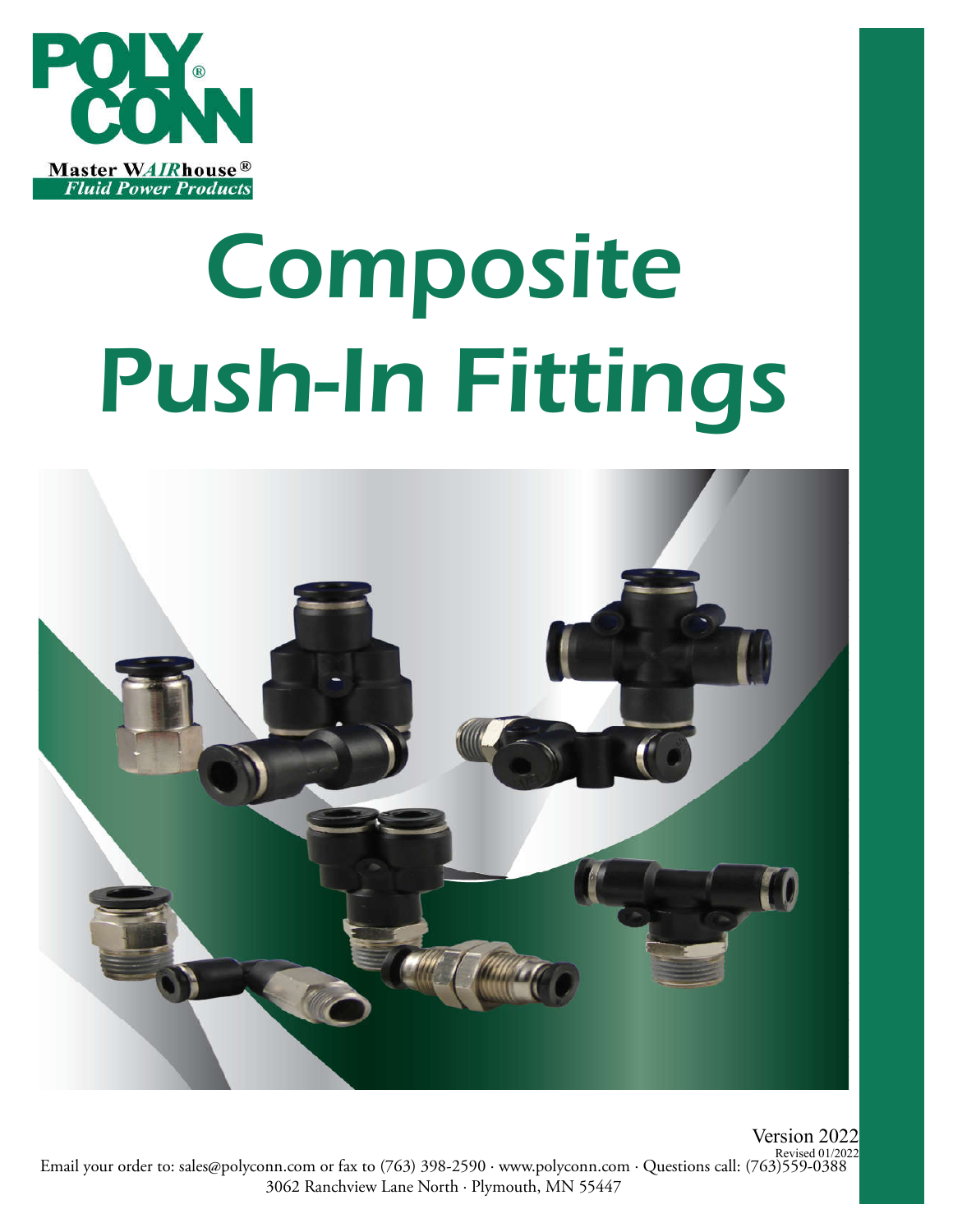POLY® CONN

Master WAIRhouse®
*Fluid Power Products*

# Composite
# *Push-In Fittings*

Version 2022
Revised 01/2022

Email your order to: sales@polyconn.com or fax to (763) 398-2590 · www.polyconn.com · Questions call: (763)559-0388
3062 Ranchview Lane North · Plymouth, MN 55447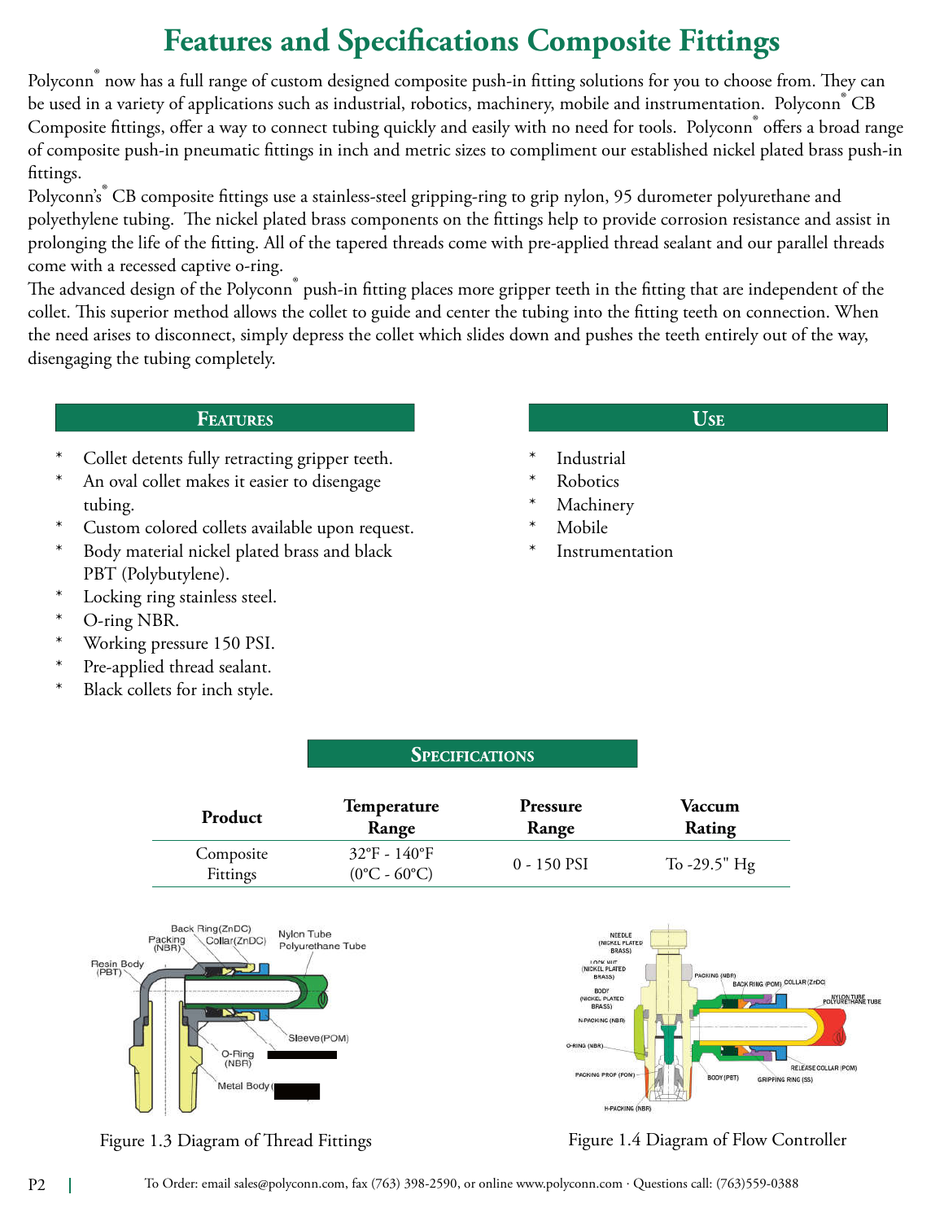# Features and Specifications Composite Fittings

Polyconn® now has a full range of custom designed composite push-in fitting solutions for you to choose from. They can be used in a variety of applications such as industrial, robotics, machinery, mobile and instrumentation. Polyconn® CB Composite fittings, offer a way to connect tubing quickly and easily with no need for tools. Polyconn® offers a broad range of composite push-in pneumatic fittings in inch and metric sizes to compliment our established nickel plated brass push-in fittings.

Polyconn's® CB composite fittings use a stainless-steel gripping-ring to grip nylon, 95 durometer polyurethane and polyethylene tubing. The nickel plated brass components on the fittings help to provide corrosion resistance and assist in prolonging the life of the fitting. All of the tapered threads come with pre-applied thread sealant and our parallel threads come with a recessed captive o-ring.

The advanced design of the Polyconn® push-in fitting places more gripper teeth in the fitting that are independent of the collet. This superior method allows the collet to guide and center the tubing into the fitting teeth on connection. When the need arises to disconnect, simply depress the collet which slides down and pushes the teeth entirely out of the way, disengaging the tubing completely.

## Features

* Collet detents fully retracting gripper teeth.
* An oval collet makes it easier to disengage tubing.
* Custom colored collets available upon request.
* Body material nickel plated brass and black PBT (Polybutylene).
* Locking ring stainless steel.
* O-ring NBR.
* Working pressure 150 PSI.
* Pre-applied thread sealant.
* Black collets for inch style.

## Use

* Industrial
* Robotics
* Machinery
* Mobile
* Instrumentation

## Specifications

| Product | Temperature Range | Pressure Range | Vaccum Rating |
|---|---|---|---|
| Composite Fittings | 32°F - 140°F (0°C - 60°C) | 0 - 150 PSI | To -29.5" Hg |

Figure 1.3 Diagram of Thread Fittings

Figure 1.4 Diagram of Flow Controller

To Order: email sales@polyconn.com, fax (763) 398-2590, or online www.polyconn.com · Questions call: (763)559-0388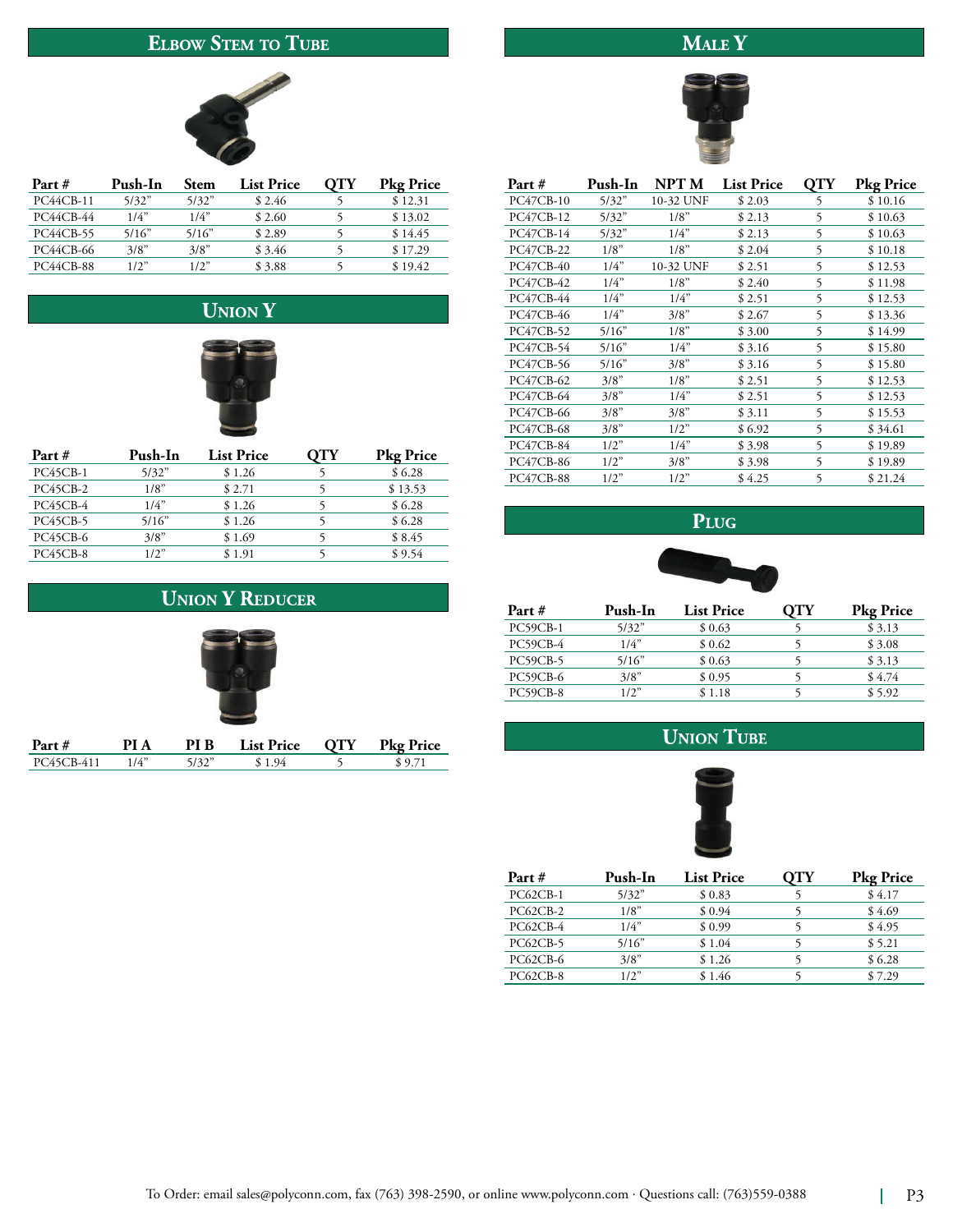## Elbow Stem to Tube

| Part # | Push-In | Stem | List Price | QTY | Pkg Price |
|---|---|---|---|---|---|
| PC44CB-11 | 5/32" | 5/32" | $ 2.46 | 5 | $ 12.31 |
| PC44CB-44 | 1/4" | 1/4" | $ 2.60 | 5 | $ 13.02 |
| PC44CB-55 | 5/16" | 5/16" | $ 2.89 | 5 | $ 14.45 |
| PC44CB-66 | 3/8" | 3/8" | $ 3.46 | 5 | $ 17.29 |
| PC44CB-88 | 1/2" | 1/2" | $ 3.88 | 5 | $ 19.42 |

## Union Y

| Part # | Push-In | List Price | QTY | Pkg Price |
|---|---|---|---|---|
| PC45CB-1 | 5/32" | $ 1.26 | 5 | $ 6.28 |
| PC45CB-2 | 1/8" | $ 2.71 | 5 | $ 13.53 |
| PC45CB-4 | 1/4" | $ 1.26 | 5 | $ 6.28 |
| PC45CB-5 | 5/16" | $ 1.26 | 5 | $ 6.28 |
| PC45CB-6 | 3/8" | $ 1.69 | 5 | $ 8.45 |
| PC45CB-8 | 1/2" | $ 1.91 | 5 | $ 9.54 |

## Union Y Reducer

| Part # | PI A | PI B | List Price | QTY | Pkg Price |
|---|---|---|---|---|---|
| PC45CB-411 | 1/4" | 5/32" | $ 1.94 | 5 | $ 9.71 |

## Male Y

| Part # | Push-In | NPT M | List Price | QTY | Pkg Price |
|---|---|---|---|---|---|
| PC47CB-10 | 5/32" | 10-32 UNF | $ 2.03 | 5 | $ 10.16 |
| PC47CB-12 | 5/32" | 1/8" | $ 2.13 | 5 | $ 10.63 |
| PC47CB-14 | 5/32" | 1/4" | $ 2.13 | 5 | $ 10.63 |
| PC47CB-22 | 1/8" | 1/8" | $ 2.04 | 5 | $ 10.18 |
| PC47CB-40 | 1/4" | 10-32 UNF | $ 2.51 | 5 | $ 12.53 |
| PC47CB-42 | 1/4" | 1/8" | $ 2.40 | 5 | $ 11.98 |
| PC47CB-44 | 1/4" | 1/4" | $ 2.51 | 5 | $ 12.53 |
| PC47CB-46 | 1/4" | 3/8" | $ 2.67 | 5 | $ 13.36 |
| PC47CB-52 | 5/16" | 1/8" | $ 3.00 | 5 | $ 14.99 |
| PC47CB-54 | 5/16" | 1/4" | $ 3.16 | 5 | $ 15.80 |
| PC47CB-56 | 5/16" | 3/8" | $ 3.16 | 5 | $ 15.80 |
| PC47CB-62 | 3/8" | 1/8" | $ 2.51 | 5 | $ 12.53 |
| PC47CB-64 | 3/8" | 1/4" | $ 2.51 | 5 | $ 12.53 |
| PC47CB-66 | 3/8" | 3/8" | $ 3.11 | 5 | $ 15.53 |
| PC47CB-68 | 3/8" | 1/2" | $ 6.92 | 5 | $ 34.61 |
| PC47CB-84 | 1/2" | 1/4" | $ 3.98 | 5 | $ 19.89 |
| PC47CB-86 | 1/2" | 3/8" | $ 3.98 | 5 | $ 19.89 |
| PC47CB-88 | 1/2" | 1/2" | $ 4.25 | 5 | $ 21.24 |

## Plug

| Part # | Push-In | List Price | QTY | Pkg Price |
|---|---|---|---|---|
| PC59CB-1 | 5/32" | $ 0.63 | 5 | $ 3.13 |
| PC59CB-4 | 1/4" | $ 0.62 | 5 | $ 3.08 |
| PC59CB-5 | 5/16" | $ 0.63 | 5 | $ 3.13 |
| PC59CB-6 | 3/8" | $ 0.95 | 5 | $ 4.74 |
| PC59CB-8 | 1/2" | $ 1.18 | 5 | $ 5.92 |

## Union Tube

| Part # | Push-In | List Price | QTY | Pkg Price |
|---|---|---|---|---|
| PC62CB-1 | 5/32" | $ 0.83 | 5 | $ 4.17 |
| PC62CB-2 | 1/8" | $ 0.94 | 5 | $ 4.69 |
| PC62CB-4 | 1/4" | $ 0.99 | 5 | $ 4.95 |
| PC62CB-5 | 5/16" | $ 1.04 | 5 | $ 5.21 |
| PC62CB-6 | 3/8" | $ 1.26 | 5 | $ 6.28 |
| PC62CB-8 | 1/2" | $ 1.46 | 5 | $ 7.29 |

To Order: email sales@polyconn.com, fax (763) 398-2590, or online www.polyconn.com · Questions call: (763)559-0388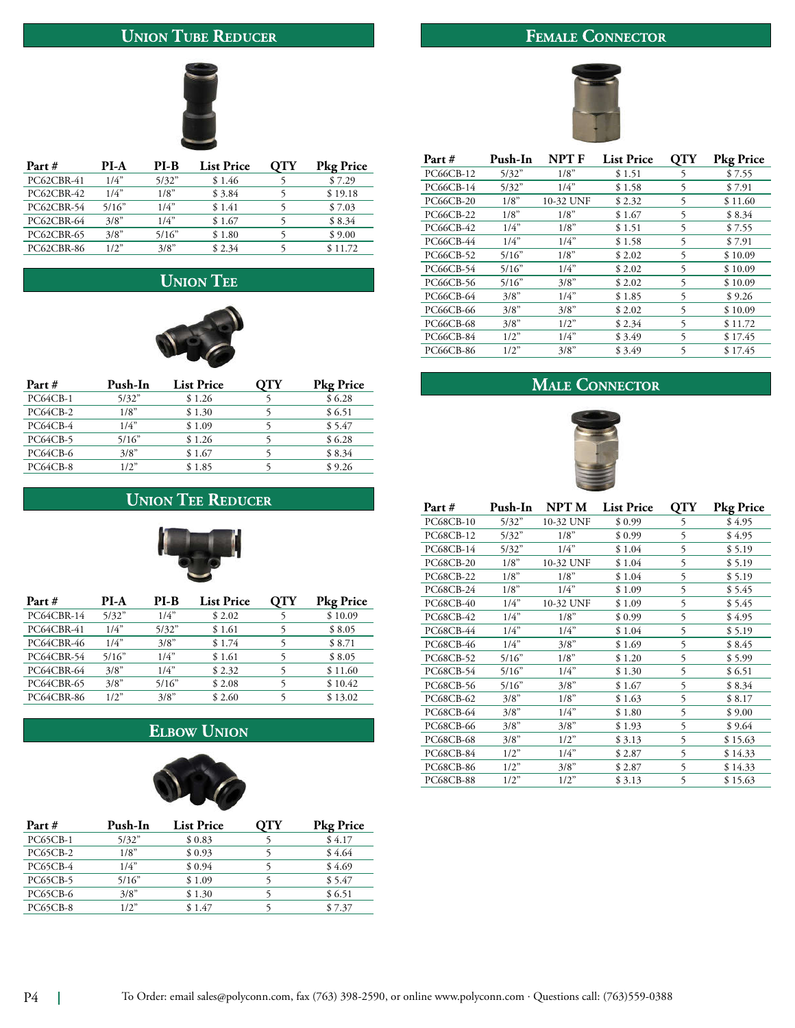## Union Tube Reducer

| Part # | PI-A | PI-B | List Price | QTY | Pkg Price |
|---|---|---|---|---|---|
| PC62CBR-41 | 1/4" | 5/32" | $ 1.46 | 5 | $ 7.29 |
| PC62CBR-42 | 1/4" | 1/8" | $ 3.84 | 5 | $ 19.18 |
| PC62CBR-54 | 5/16" | 1/4" | $ 1.41 | 5 | $ 7.03 |
| PC62CBR-64 | 3/8" | 1/4" | $ 1.67 | 5 | $ 8.34 |
| PC62CBR-65 | 3/8" | 5/16" | $ 1.80 | 5 | $ 9.00 |
| PC62CBR-86 | 1/2" | 3/8" | $ 2.34 | 5 | $ 11.72 |

## Union Tee

| Part # | Push-In | List Price | QTY | Pkg Price |
|---|---|---|---|---|
| PC64CB-1 | 5/32" | $ 1.26 | 5 | $ 6.28 |
| PC64CB-2 | 1/8" | $ 1.30 | 5 | $ 6.51 |
| PC64CB-4 | 1/4" | $ 1.09 | 5 | $ 5.47 |
| PC64CB-5 | 5/16" | $ 1.26 | 5 | $ 6.28 |
| PC64CB-6 | 3/8" | $ 1.67 | 5 | $ 8.34 |
| PC64CB-8 | 1/2" | $ 1.85 | 5 | $ 9.26 |

## Union Tee Reducer

| Part # | PI-A | PI-B | List Price | QTY | Pkg Price |
|---|---|---|---|---|---|
| PC64CBR-14 | 5/32" | 1/4" | $ 2.02 | 5 | $ 10.09 |
| PC64CBR-41 | 1/4" | 5/32" | $ 1.61 | 5 | $ 8.05 |
| PC64CBR-46 | 1/4" | 3/8" | $ 1.74 | 5 | $ 8.71 |
| PC64CBR-54 | 5/16" | 1/4" | $ 1.61 | 5 | $ 8.05 |
| PC64CBR-64 | 3/8" | 1/4" | $ 2.32 | 5 | $ 11.60 |
| PC64CBR-65 | 3/8" | 5/16" | $ 2.08 | 5 | $ 10.42 |
| PC64CBR-86 | 1/2" | 3/8" | $ 2.60 | 5 | $ 13.02 |

## Elbow Union

| Part # | Push-In | List Price | QTY | Pkg Price |
|---|---|---|---|---|
| PC65CB-1 | 5/32" | $ 0.83 | 5 | $ 4.17 |
| PC65CB-2 | 1/8" | $ 0.93 | 5 | $ 4.64 |
| PC65CB-4 | 1/4" | $ 0.94 | 5 | $ 4.69 |
| PC65CB-5 | 5/16" | $ 1.09 | 5 | $ 5.47 |
| PC65CB-6 | 3/8" | $ 1.30 | 5 | $ 6.51 |
| PC65CB-8 | 1/2" | $ 1.47 | 5 | $ 7.37 |

## Female Connector

| Part # | Push-In | NPT F | List Price | QTY | Pkg Price |
|---|---|---|---|---|---|
| PC66CB-12 | 5/32" | 1/8" | $ 1.51 | 5 | $ 7.55 |
| PC66CB-14 | 5/32" | 1/4" | $ 1.58 | 5 | $ 7.91 |
| PC66CB-20 | 1/8" | 10-32 UNF | $ 2.32 | 5 | $ 11.60 |
| PC66CB-22 | 1/8" | 1/8" | $ 1.67 | 5 | $ 8.34 |
| PC66CB-42 | 1/4" | 1/8" | $ 1.51 | 5 | $ 7.55 |
| PC66CB-44 | 1/4" | 1/4" | $ 1.58 | 5 | $ 7.91 |
| PC66CB-52 | 5/16" | 1/8" | $ 2.02 | 5 | $ 10.09 |
| PC66CB-54 | 5/16" | 1/4" | $ 2.02 | 5 | $ 10.09 |
| PC66CB-56 | 5/16" | 3/8" | $ 2.02 | 5 | $ 10.09 |
| PC66CB-64 | 3/8" | 1/4" | $ 1.85 | 5 | $ 9.26 |
| PC66CB-66 | 3/8" | 3/8" | $ 2.02 | 5 | $ 10.09 |
| PC66CB-68 | 3/8" | 1/2" | $ 2.34 | 5 | $ 11.72 |
| PC66CB-84 | 1/2" | 1/4" | $ 3.49 | 5 | $ 17.45 |
| PC66CB-86 | 1/2" | 3/8" | $ 3.49 | 5 | $ 17.45 |

## Male Connector

| Part # | Push-In | NPT M | List Price | QTY | Pkg Price |
|---|---|---|---|---|---|
| PC68CB-10 | 5/32" | 10-32 UNF | $ 0.99 | 5 | $ 4.95 |
| PC68CB-12 | 5/32" | 1/8" | $ 0.99 | 5 | $ 4.95 |
| PC68CB-14 | 5/32" | 1/4" | $ 1.04 | 5 | $ 5.19 |
| PC68CB-20 | 1/8" | 10-32 UNF | $ 1.04 | 5 | $ 5.19 |
| PC68CB-22 | 1/8" | 1/8" | $ 1.04 | 5 | $ 5.19 |
| PC68CB-24 | 1/8" | 1/4" | $ 1.09 | 5 | $ 5.45 |
| PC68CB-40 | 1/4" | 10-32 UNF | $ 1.09 | 5 | $ 5.45 |
| PC68CB-42 | 1/4" | 1/8" | $ 0.99 | 5 | $ 4.95 |
| PC68CB-44 | 1/4" | 1/4" | $ 1.04 | 5 | $ 5.19 |
| PC68CB-46 | 1/4" | 3/8" | $ 1.69 | 5 | $ 8.45 |
| PC68CB-52 | 5/16" | 1/8" | $ 1.20 | 5 | $ 5.99 |
| PC68CB-54 | 5/16" | 1/4" | $ 1.30 | 5 | $ 6.51 |
| PC68CB-56 | 5/16" | 3/8" | $ 1.67 | 5 | $ 8.34 |
| PC68CB-62 | 3/8" | 1/8" | $ 1.63 | 5 | $ 8.17 |
| PC68CB-64 | 3/8" | 1/4" | $ 1.80 | 5 | $ 9.00 |
| PC68CB-66 | 3/8" | 3/8" | $ 1.93 | 5 | $ 9.64 |
| PC68CB-68 | 3/8" | 1/2" | $ 3.13 | 5 | $ 15.63 |
| PC68CB-84 | 1/2" | 1/4" | $ 2.87 | 5 | $ 14.33 |
| PC68CB-86 | 1/2" | 3/8" | $ 2.87 | 5 | $ 14.33 |
| PC68CB-88 | 1/2" | 1/2" | $ 3.13 | 5 | $ 15.63 |

To Order: email sales@polyconn.com, fax (763) 398-2590, or online www.polyconn.com · Questions call: (763)559-0388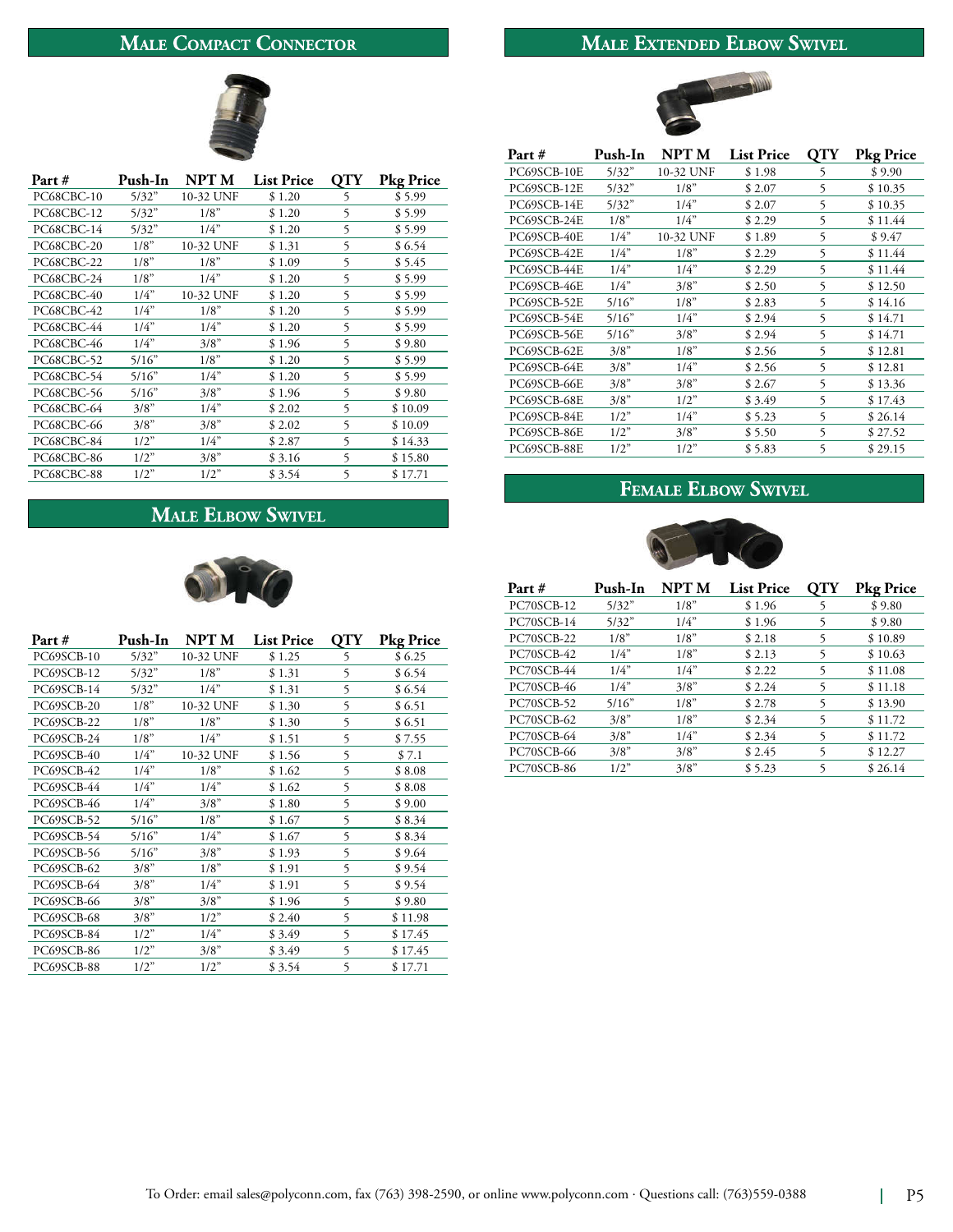## Male Compact Connector

| Part # | Push-In | NPT M | List Price | QTY | Pkg Price |
|---|---|---|---|---|---|
| PC68CBC-10 | 5/32" | 10-32 UNF | $ 1.20 | 5 | $ 5.99 |
| PC68CBC-12 | 5/32" | 1/8" | $ 1.20 | 5 | $ 5.99 |
| PC68CBC-14 | 5/32" | 1/4" | $ 1.20 | 5 | $ 5.99 |
| PC68CBC-20 | 1/8" | 10-32 UNF | $ 1.31 | 5 | $ 6.54 |
| PC68CBC-22 | 1/8" | 1/8" | $ 1.09 | 5 | $ 5.45 |
| PC68CBC-24 | 1/8" | 1/4" | $ 1.20 | 5 | $ 5.99 |
| PC68CBC-40 | 1/4" | 10-32 UNF | $ 1.20 | 5 | $ 5.99 |
| PC68CBC-42 | 1/4" | 1/8" | $ 1.20 | 5 | $ 5.99 |
| PC68CBC-44 | 1/4" | 1/4" | $ 1.20 | 5 | $ 5.99 |
| PC68CBC-46 | 1/4" | 3/8" | $ 1.96 | 5 | $ 9.80 |
| PC68CBC-52 | 5/16" | 1/8" | $ 1.20 | 5 | $ 5.99 |
| PC68CBC-54 | 5/16" | 1/4" | $ 1.20 | 5 | $ 5.99 |
| PC68CBC-56 | 5/16" | 3/8" | $ 1.96 | 5 | $ 9.80 |
| PC68CBC-64 | 3/8" | 1/4" | $ 2.02 | 5 | $ 10.09 |
| PC68CBC-66 | 3/8" | 3/8" | $ 2.02 | 5 | $ 10.09 |
| PC68CBC-84 | 1/2" | 1/4" | $ 2.87 | 5 | $ 14.33 |
| PC68CBC-86 | 1/2" | 3/8" | $ 3.16 | 5 | $ 15.80 |
| PC68CBC-88 | 1/2" | 1/2" | $ 3.54 | 5 | $ 17.71 |

## Male Elbow Swivel

| Part # | Push-In | NPT M | List Price | QTY | Pkg Price |
|---|---|---|---|---|---|
| PC69SCB-10 | 5/32" | 10-32 UNF | $ 1.25 | 5 | $ 6.25 |
| PC69SCB-12 | 5/32" | 1/8" | $ 1.31 | 5 | $ 6.54 |
| PC69SCB-14 | 5/32" | 1/4" | $ 1.31 | 5 | $ 6.54 |
| PC69SCB-20 | 1/8" | 10-32 UNF | $ 1.30 | 5 | $ 6.51 |
| PC69SCB-22 | 1/8" | 1/8" | $ 1.30 | 5 | $ 6.51 |
| PC69SCB-24 | 1/8" | 1/4" | $ 1.51 | 5 | $ 7.55 |
| PC69SCB-40 | 1/4" | 10-32 UNF | $ 1.56 | 5 | $ 7.1 |
| PC69SCB-42 | 1/4" | 1/8" | $ 1.62 | 5 | $ 8.08 |
| PC69SCB-44 | 1/4" | 1/4" | $ 1.62 | 5 | $ 8.08 |
| PC69SCB-46 | 1/4" | 3/8" | $ 1.80 | 5 | $ 9.00 |
| PC69SCB-52 | 5/16" | 1/8" | $ 1.67 | 5 | $ 8.34 |
| PC69SCB-54 | 5/16" | 1/4" | $ 1.67 | 5 | $ 8.34 |
| PC69SCB-56 | 5/16" | 3/8" | $ 1.93 | 5 | $ 9.64 |
| PC69SCB-62 | 3/8" | 1/8" | $ 1.91 | 5 | $ 9.54 |
| PC69SCB-64 | 3/8" | 1/4" | $ 1.91 | 5 | $ 9.54 |
| PC69SCB-66 | 3/8" | 3/8" | $ 1.96 | 5 | $ 9.80 |
| PC69SCB-68 | 3/8" | 1/2" | $ 2.40 | 5 | $ 11.98 |
| PC69SCB-84 | 1/2" | 1/4" | $ 3.49 | 5 | $ 17.45 |
| PC69SCB-86 | 1/2" | 3/8" | $ 3.49 | 5 | $ 17.45 |
| PC69SCB-88 | 1/2" | 1/2" | $ 3.54 | 5 | $ 17.71 |

## Male Extended Elbow Swivel

| Part # | Push-In | NPT M | List Price | QTY | Pkg Price |
|---|---|---|---|---|---|
| PC69SCB-10E | 5/32" | 10-32 UNF | $ 1.98 | 5 | $ 9.90 |
| PC69SCB-12E | 5/32" | 1/8" | $ 2.07 | 5 | $ 10.35 |
| PC69SCB-14E | 5/32" | 1/4" | $ 2.07 | 5 | $ 10.35 |
| PC69SCB-24E | 1/8" | 1/4" | $ 2.29 | 5 | $ 11.44 |
| PC69SCB-40E | 1/4" | 10-32 UNF | $ 1.89 | 5 | $ 9.47 |
| PC69SCB-42E | 1/4" | 1/8" | $ 2.29 | 5 | $ 11.44 |
| PC69SCB-44E | 1/4" | 1/4" | $ 2.29 | 5 | $ 11.44 |
| PC69SCB-46E | 1/4" | 3/8" | $ 2.50 | 5 | $ 12.50 |
| PC69SCB-52E | 5/16" | 1/8" | $ 2.83 | 5 | $ 14.16 |
| PC69SCB-54E | 5/16" | 1/4" | $ 2.94 | 5 | $ 14.71 |
| PC69SCB-56E | 5/16" | 3/8" | $ 2.94 | 5 | $ 14.71 |
| PC69SCB-62E | 3/8" | 1/8" | $ 2.56 | 5 | $ 12.81 |
| PC69SCB-64E | 3/8" | 1/4" | $ 2.56 | 5 | $ 12.81 |
| PC69SCB-66E | 3/8" | 3/8" | $ 2.67 | 5 | $ 13.36 |
| PC69SCB-68E | 3/8" | 1/2" | $ 3.49 | 5 | $ 17.43 |
| PC69SCB-84E | 1/2" | 1/4" | $ 5.23 | 5 | $ 26.14 |
| PC69SCB-86E | 1/2" | 3/8" | $ 5.50 | 5 | $ 27.52 |
| PC69SCB-88E | 1/2" | 1/2" | $ 5.83 | 5 | $ 29.15 |

## Female Elbow Swivel

| Part # | Push-In | NPT M | List Price | QTY | Pkg Price |
|---|---|---|---|---|---|
| PC70SCB-12 | 5/32" | 1/8" | $ 1.96 | 5 | $ 9.80 |
| PC70SCB-14 | 5/32" | 1/4" | $ 1.96 | 5 | $ 9.80 |
| PC70SCB-22 | 1/8" | 1/8" | $ 2.18 | 5 | $ 10.89 |
| PC70SCB-42 | 1/4" | 1/8" | $ 2.13 | 5 | $ 10.63 |
| PC70SCB-44 | 1/4" | 1/4" | $ 2.22 | 5 | $ 11.08 |
| PC70SCB-46 | 1/4" | 3/8" | $ 2.24 | 5 | $ 11.18 |
| PC70SCB-52 | 5/16" | 1/8" | $ 2.78 | 5 | $ 13.90 |
| PC70SCB-62 | 3/8" | 1/8" | $ 2.34 | 5 | $ 11.72 |
| PC70SCB-64 | 3/8" | 1/4" | $ 2.34 | 5 | $ 11.72 |
| PC70SCB-66 | 3/8" | 3/8" | $ 2.45 | 5 | $ 12.27 |
| PC70SCB-86 | 1/2" | 3/8" | $ 5.23 | 5 | $ 26.14 |

To Order: email sales@polyconn.com, fax (763) 398-2590, or online www.polyconn.com · Questions call: (763)559-0388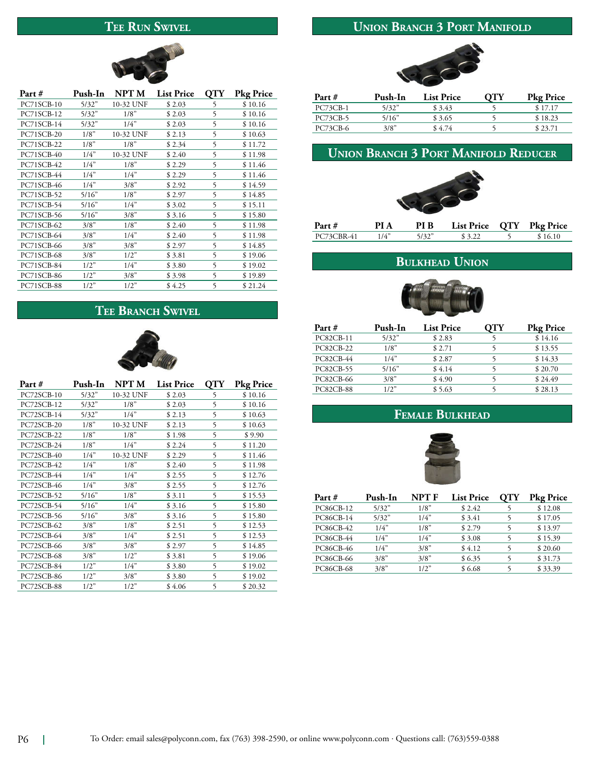## Tee Run Swivel

| Part # | Push-In | NPT M | List Price | QTY | Pkg Price |
|---|---|---|---|---|---|
| PC71SCB-10 | 5/32" | 10-32 UNF | $ 2.03 | 5 | $ 10.16 |
| PC71SCB-12 | 5/32" | 1/8" | $ 2.03 | 5 | $ 10.16 |
| PC71SCB-14 | 5/32" | 1/4" | $ 2.03 | 5 | $ 10.16 |
| PC71SCB-20 | 1/8" | 10-32 UNF | $ 2.13 | 5 | $ 10.63 |
| PC71SCB-22 | 1/8" | 1/8" | $ 2.34 | 5 | $ 11.72 |
| PC71SCB-40 | 1/4" | 10-32 UNF | $ 2.40 | 5 | $ 11.98 |
| PC71SCB-42 | 1/4" | 1/8" | $ 2.29 | 5 | $ 11.46 |
| PC71SCB-44 | 1/4" | 1/4" | $ 2.29 | 5 | $ 11.46 |
| PC71SCB-46 | 1/4" | 3/8" | $ 2.92 | 5 | $ 14.59 |
| PC71SCB-52 | 5/16" | 1/8" | $ 2.97 | 5 | $ 14.85 |
| PC71SCB-54 | 5/16" | 1/4" | $ 3.02 | 5 | $ 15.11 |
| PC71SCB-56 | 5/16" | 3/8" | $ 3.16 | 5 | $ 15.80 |
| PC71SCB-62 | 3/8" | 1/8" | $ 2.40 | 5 | $ 11.98 |
| PC71SCB-64 | 3/8" | 1/4" | $ 2.40 | 5 | $ 11.98 |
| PC71SCB-66 | 3/8" | 3/8" | $ 2.97 | 5 | $ 14.85 |
| PC71SCB-68 | 3/8" | 1/2" | $ 3.81 | 5 | $ 19.06 |
| PC71SCB-84 | 1/2" | 1/4" | $ 3.80 | 5 | $ 19.02 |
| PC71SCB-86 | 1/2" | 3/8" | $ 3.98 | 5 | $ 19.89 |
| PC71SCB-88 | 1/2" | 1/2" | $ 4.25 | 5 | $ 21.24 |

## Tee Branch Swivel

| Part # | Push-In | NPT M | List Price | QTY | Pkg Price |
|---|---|---|---|---|---|
| PC72SCB-10 | 5/32" | 10-32 UNF | $ 2.03 | 5 | $ 10.16 |
| PC72SCB-12 | 5/32" | 1/8" | $ 2.03 | 5 | $ 10.16 |
| PC72SCB-14 | 5/32" | 1/4" | $ 2.13 | 5 | $ 10.63 |
| PC72SCB-20 | 1/8" | 10-32 UNF | $ 2.13 | 5 | $ 10.63 |
| PC72SCB-22 | 1/8" | 1/8" | $ 1.98 | 5 | $ 9.90 |
| PC72SCB-24 | 1/8" | 1/4" | $ 2.24 | 5 | $ 11.20 |
| PC72SCB-40 | 1/4" | 10-32 UNF | $ 2.29 | 5 | $ 11.46 |
| PC72SCB-42 | 1/4" | 1/8" | $ 2.40 | 5 | $ 11.98 |
| PC72SCB-44 | 1/4" | 1/4" | $ 2.55 | 5 | $ 12.76 |
| PC72SCB-46 | 1/4" | 3/8" | $ 2.55 | 5 | $ 12.76 |
| PC72SCB-52 | 5/16" | 1/8" | $ 3.11 | 5 | $ 15.53 |
| PC72SCB-54 | 5/16" | 1/4" | $ 3.16 | 5 | $ 15.80 |
| PC72SCB-56 | 5/16" | 3/8" | $ 3.16 | 5 | $ 15.80 |
| PC72SCB-62 | 3/8" | 1/8" | $ 2.51 | 5 | $ 12.53 |
| PC72SCB-64 | 3/8" | 1/4" | $ 2.51 | 5 | $ 12.53 |
| PC72SCB-66 | 3/8" | 3/8" | $ 2.97 | 5 | $ 14.85 |
| PC72SCB-68 | 3/8" | 1/2" | $ 3.81 | 5 | $ 19.06 |
| PC72SCB-84 | 1/2" | 1/4" | $ 3.80 | 5 | $ 19.02 |
| PC72SCB-86 | 1/2" | 3/8" | $ 3.80 | 5 | $ 19.02 |
| PC72SCB-88 | 1/2" | 1/2" | $ 4.06 | 5 | $ 20.32 |

## Union Branch 3 Port Manifold

| Part # | Push-In | List Price | QTY | Pkg Price |
|---|---|---|---|---|
| PC73CB-1 | 5/32" | $ 3.43 | 5 | $ 17.17 |
| PC73CB-5 | 5/16" | $ 3.65 | 5 | $ 18.23 |
| PC73CB-6 | 3/8" | $ 4.74 | 5 | $ 23.71 |

## Union Branch 3 Port Manifold Reducer

| Part # | PI A | PI B | List Price | QTY | Pkg Price |
|---|---|---|---|---|---|
| PC73CBR-41 | 1/4" | 5/32" | $ 3.22 | 5 | $ 16.10 |

## Bulkhead Union

| Part # | Push-In | List Price | QTY | Pkg Price |
|---|---|---|---|---|
| PC82CB-11 | 5/32" | $ 2.83 | 5 | $ 14.16 |
| PC82CB-22 | 1/8" | $ 2.71 | 5 | $ 13.55 |
| PC82CB-44 | 1/4" | $ 2.87 | 5 | $ 14.33 |
| PC82CB-55 | 5/16" | $ 4.14 | 5 | $ 20.70 |
| PC82CB-66 | 3/8" | $ 4.90 | 5 | $ 24.49 |
| PC82CB-88 | 1/2" | $ 5.63 | 5 | $ 28.13 |

## Female Bulkhead

| Part # | Push-In | NPT F | List Price | QTY | Pkg Price |
|---|---|---|---|---|---|
| PC86CB-12 | 5/32" | 1/8" | $ 2.42 | 5 | $ 12.08 |
| PC86CB-14 | 5/32" | 1/4" | $ 3.41 | 5 | $ 17.05 |
| PC86CB-42 | 1/4" | 1/8" | $ 2.79 | 5 | $ 13.97 |
| PC86CB-44 | 1/4" | 1/4" | $ 3.08 | 5 | $ 15.39 |
| PC86CB-46 | 1/4" | 3/8" | $ 4.12 | 5 | $ 20.60 |
| PC86CB-66 | 3/8" | 3/8" | $ 6.35 | 5 | $ 31.73 |
| PC86CB-68 | 3/8" | 1/2" | $ 6.68 | 5 | $ 33.39 |

To Order: email sales@polyconn.com, fax (763) 398-2590, or online www.polyconn.com · Questions call: (763)559-0388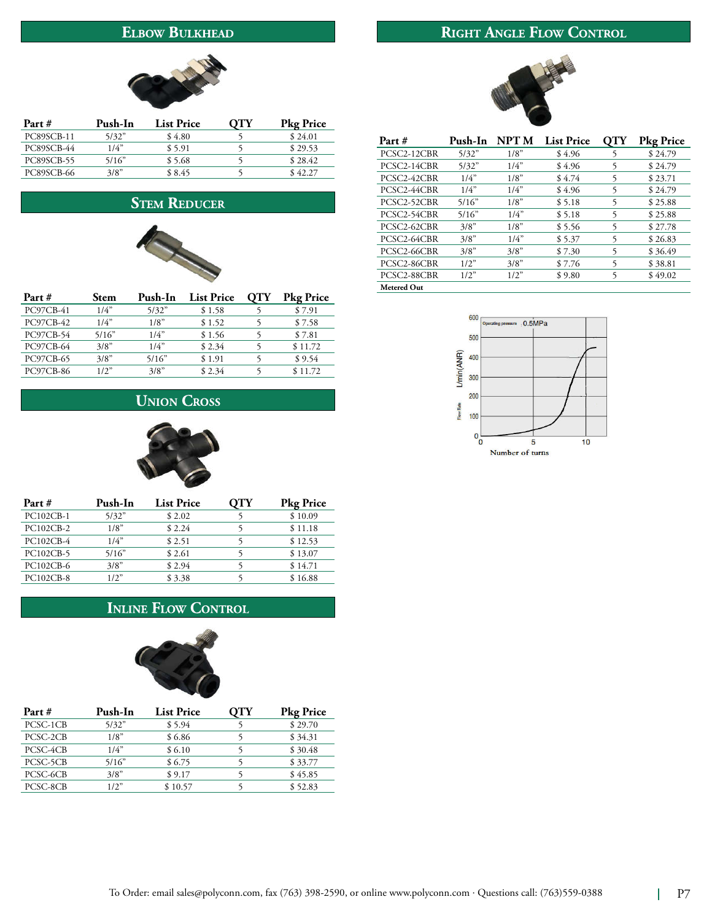## Elbow Bulkhead

| Part # | Push-In | List Price | QTY | Pkg Price |
|---|---|---|---|---|
| PC89SCB-11 | 5/32” | $ 4.80 | 5 | $ 24.01 |
| PC89SCB-44 | 1/4” | $ 5.91 | 5 | $ 29.53 |
| PC89SCB-55 | 5/16” | $ 5.68 | 5 | $ 28.42 |
| PC89SCB-66 | 3/8” | $ 8.45 | 5 | $ 42.27 |

## Stem Reducer

| Part # | Stem | Push-In | List Price | QTY | Pkg Price |
|---|---|---|---|---|---|
| PC97CB-41 | 1/4” | 5/32” | $ 1.58 | 5 | $ 7.91 |
| PC97CB-42 | 1/4” | 1/8” | $ 1.52 | 5 | $ 7.58 |
| PC97CB-54 | 5/16” | 1/4” | $ 1.56 | 5 | $ 7.81 |
| PC97CB-64 | 3/8” | 1/4” | $ 2.34 | 5 | $ 11.72 |
| PC97CB-65 | 3/8” | 5/16” | $ 1.91 | 5 | $ 9.54 |
| PC97CB-86 | 1/2” | 3/8” | $ 2.34 | 5 | $ 11.72 |

## Union Cross

| Part # | Push-In | List Price | QTY | Pkg Price |
|---|---|---|---|---|
| PC102CB-1 | 5/32” | $ 2.02 | 5 | $ 10.09 |
| PC102CB-2 | 1/8” | $ 2.24 | 5 | $ 11.18 |
| PC102CB-4 | 1/4” | $ 2.51 | 5 | $ 12.53 |
| PC102CB-5 | 5/16” | $ 2.61 | 5 | $ 13.07 |
| PC102CB-6 | 3/8” | $ 2.94 | 5 | $ 14.71 |
| PC102CB-8 | 1/2” | $ 3.38 | 5 | $ 16.88 |

## Inline Flow Control

| Part # | Push-In | List Price | QTY | Pkg Price |
|---|---|---|---|---|
| PCSC-1CB | 5/32” | $ 5.94 | 5 | $ 29.70 |
| PCSC-2CB | 1/8” | $ 6.86 | 5 | $ 34.31 |
| PCSC-4CB | 1/4” | $ 6.10 | 5 | $ 30.48 |
| PCSC-5CB | 5/16” | $ 6.75 | 5 | $ 33.77 |
| PCSC-6CB | 3/8” | $ 9.17 | 5 | $ 45.85 |
| PCSC-8CB | 1/2” | $ 10.57 | 5 | $ 52.83 |

## Right Angle Flow Control

| Part # | Push-In | NPT M | List Price | QTY | Pkg Price |
|---|---|---|---|---|---|
| PCSC2-12CBR | 5/32” | 1/8” | $ 4.96 | 5 | $ 24.79 |
| PCSC2-14CBR | 5/32” | 1/4” | $ 4.96 | 5 | $ 24.79 |
| PCSC2-42CBR | 1/4” | 1/8” | $ 4.74 | 5 | $ 23.71 |
| PCSC2-44CBR | 1/4” | 1/4” | $ 4.96 | 5 | $ 24.79 |
| PCSC2-52CBR | 5/16” | 1/8” | $ 5.18 | 5 | $ 25.88 |
| PCSC2-54CBR | 5/16” | 1/4” | $ 5.18 | 5 | $ 25.88 |
| PCSC2-62CBR | 3/8” | 1/8” | $ 5.56 | 5 | $ 27.78 |
| PCSC2-64CBR | 3/8” | 1/4” | $ 5.37 | 5 | $ 26.83 |
| PCSC2-66CBR | 3/8” | 3/8” | $ 7.30 | 5 | $ 36.49 |
| PCSC2-86CBR | 1/2” | 3/8” | $ 7.76 | 5 | $ 38.81 |
| PCSC2-88CBR | 1/2” | 1/2” | $ 9.80 | 5 | $ 49.02 |

**Metered Out**

Operating pressure : 0.5MPa

Flow Rate L/min(ANR) vs. Number of turns

To Order: email sales@polyconn.com, fax (763) 398-2590, or online www.polyconn.com · Questions call: (763)559-0388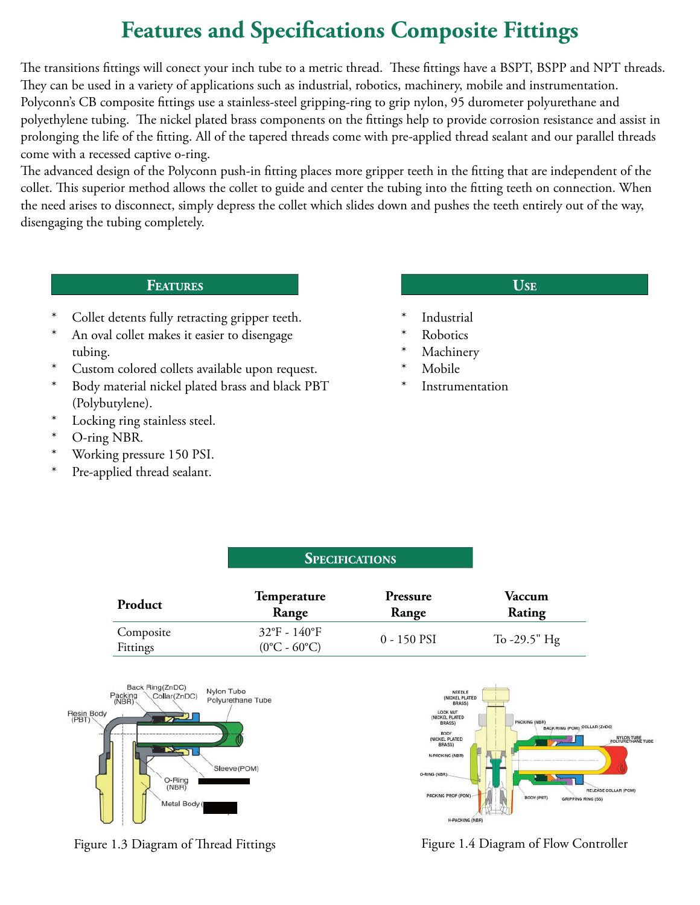# Features and Specifications Composite Fittings

The transitions fittings will conect your inch tube to a metric thread. These fittings have a BSPT, BSPP and NPT threads. They can be used in a variety of applications such as industrial, robotics, machinery, mobile and instrumentation. Polyconn's CB composite fittings use a stainless-steel gripping-ring to grip nylon, 95 durometer polyurethane and polyethylene tubing. The nickel plated brass components on the fittings help to provide corrosion resistance and assist in prolonging the life of the fitting. All of the tapered threads come with pre-applied thread sealant and our parallel threads come with a recessed captive o-ring.

The advanced design of the Polyconn push-in fitting places more gripper teeth in the fitting that are independent of the collet. This superior method allows the collet to guide and center the tubing into the fitting teeth on connection. When the need arises to disconnect, simply depress the collet which slides down and pushes the teeth entirely out of the way, disengaging the tubing completely.

## Features

* Collet detents fully retracting gripper teeth.
* An oval collet makes it easier to disengage tubing.
* Custom colored collets available upon request.
* Body material nickel plated brass and black PBT (Polybutylene).
* Locking ring stainless steel.
* O-ring NBR.
* Working pressure 150 PSI.
* Pre-applied thread sealant.

## Use

* Industrial
* Robotics
* Machinery
* Mobile
* Instrumentation

## Specifications

| Product | Temperature Range | Pressure Range | Vaccum Rating |
|---|---|---|---|
| Composite Fittings | 32°F - 140°F (0°C - 60°C) | 0 - 150 PSI | To -29.5" Hg |

Figure 1.3 Diagram of Thread Fittings

Figure 1.4 Diagram of Flow Controller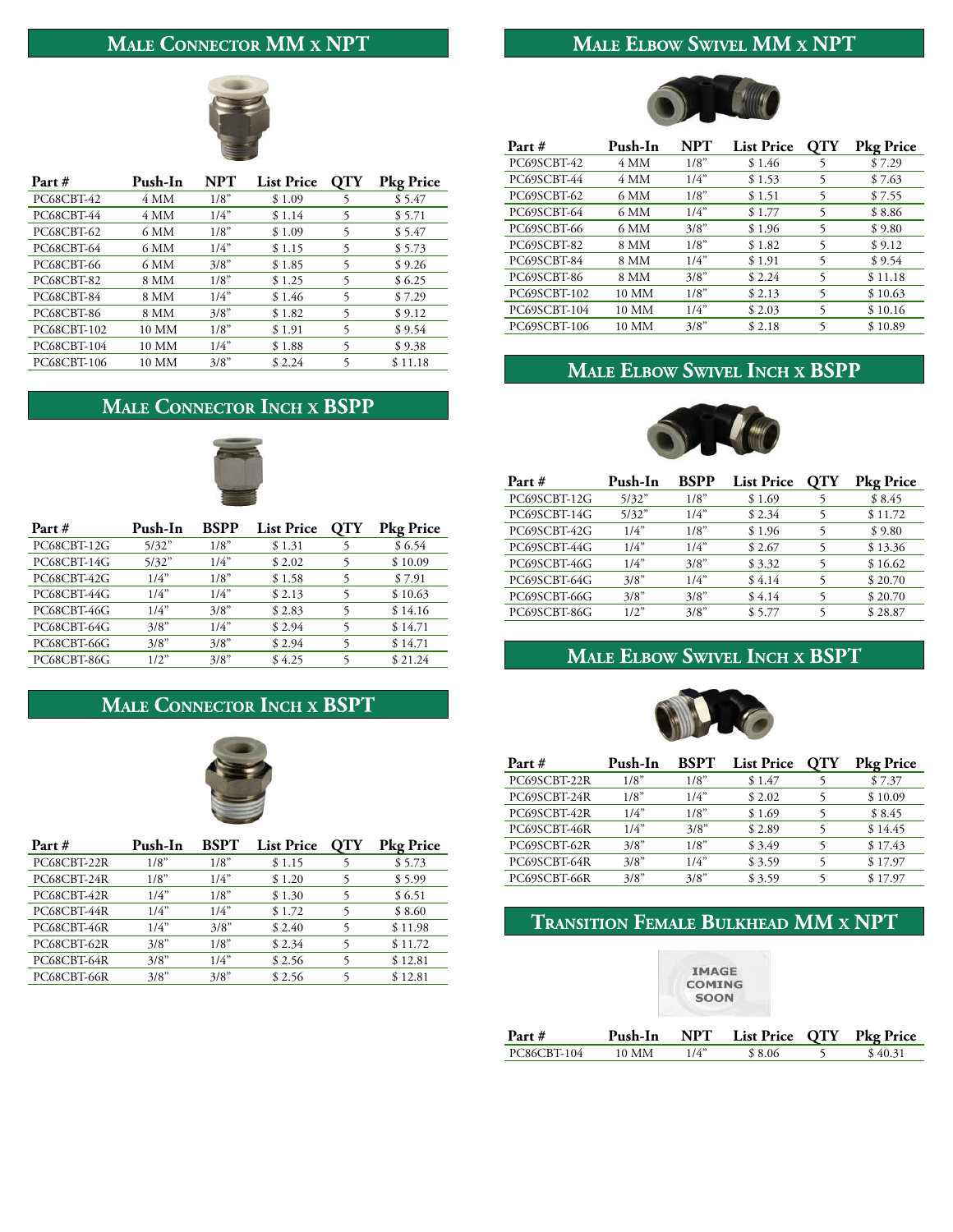## Male Connector MM x NPT

| Part # | Push-In | NPT | List Price | QTY | Pkg Price |
|---|---|---|---|---|---|
| PC68CBT-42 | 4 MM | 1/8" | $ 1.09 | 5 | $ 5.47 |
| PC68CBT-44 | 4 MM | 1/4" | $ 1.14 | 5 | $ 5.71 |
| PC68CBT-62 | 6 MM | 1/8" | $ 1.09 | 5 | $ 5.47 |
| PC68CBT-64 | 6 MM | 1/4" | $ 1.15 | 5 | $ 5.73 |
| PC68CBT-66 | 6 MM | 3/8" | $ 1.85 | 5 | $ 9.26 |
| PC68CBT-82 | 8 MM | 1/8" | $ 1.25 | 5 | $ 6.25 |
| PC68CBT-84 | 8 MM | 1/4" | $ 1.46 | 5 | $ 7.29 |
| PC68CBT-86 | 8 MM | 3/8" | $ 1.82 | 5 | $ 9.12 |
| PC68CBT-102 | 10 MM | 1/8" | $ 1.91 | 5 | $ 9.54 |
| PC68CBT-104 | 10 MM | 1/4" | $ 1.88 | 5 | $ 9.38 |
| PC68CBT-106 | 10 MM | 3/8" | $ 2.24 | 5 | $ 11.18 |

## Male Connector Inch x BSPP

| Part # | Push-In | BSPP | List Price | QTY | Pkg Price |
|---|---|---|---|---|---|
| PC68CBT-12G | 5/32" | 1/8" | $ 1.31 | 5 | $ 6.54 |
| PC68CBT-14G | 5/32" | 1/4" | $ 2.02 | 5 | $ 10.09 |
| PC68CBT-42G | 1/4" | 1/8" | $ 1.58 | 5 | $ 7.91 |
| PC68CBT-44G | 1/4" | 1/4" | $ 2.13 | 5 | $ 10.63 |
| PC68CBT-46G | 1/4" | 3/8" | $ 2.83 | 5 | $ 14.16 |
| PC68CBT-64G | 3/8" | 1/4" | $ 2.94 | 5 | $ 14.71 |
| PC68CBT-66G | 3/8" | 3/8" | $ 2.94 | 5 | $ 14.71 |
| PC68CBT-86G | 1/2" | 3/8" | $ 4.25 | 5 | $ 21.24 |

## Male Connector Inch x BSPT

| Part # | Push-In | BSPT | List Price | QTY | Pkg Price |
|---|---|---|---|---|---|
| PC68CBT-22R | 1/8" | 1/8" | $ 1.15 | 5 | $ 5.73 |
| PC68CBT-24R | 1/8" | 1/4" | $ 1.20 | 5 | $ 5.99 |
| PC68CBT-42R | 1/4" | 1/8" | $ 1.30 | 5 | $ 6.51 |
| PC68CBT-44R | 1/4" | 1/4" | $ 1.72 | 5 | $ 8.60 |
| PC68CBT-46R | 1/4" | 3/8" | $ 2.40 | 5 | $ 11.98 |
| PC68CBT-62R | 3/8" | 1/8" | $ 2.34 | 5 | $ 11.72 |
| PC68CBT-64R | 3/8" | 1/4" | $ 2.56 | 5 | $ 12.81 |
| PC68CBT-66R | 3/8" | 3/8" | $ 2.56 | 5 | $ 12.81 |

## Male Elbow Swivel MM x NPT

| Part # | Push-In | NPT | List Price | QTY | Pkg Price |
|---|---|---|---|---|---|
| PC69SCBT-42 | 4 MM | 1/8" | $ 1.46 | 5 | $ 7.29 |
| PC69SCBT-44 | 4 MM | 1/4" | $ 1.53 | 5 | $ 7.63 |
| PC69SCBT-62 | 6 MM | 1/8" | $ 1.51 | 5 | $ 7.55 |
| PC69SCBT-64 | 6 MM | 1/4" | $ 1.77 | 5 | $ 8.86 |
| PC69SCBT-66 | 6 MM | 3/8" | $ 1.96 | 5 | $ 9.80 |
| PC69SCBT-82 | 8 MM | 1/8" | $ 1.82 | 5 | $ 9.12 |
| PC69SCBT-84 | 8 MM | 1/4" | $ 1.91 | 5 | $ 9.54 |
| PC69SCBT-86 | 8 MM | 3/8" | $ 2.24 | 5 | $ 11.18 |
| PC69SCBT-102 | 10 MM | 1/8" | $ 2.13 | 5 | $ 10.63 |
| PC69SCBT-104 | 10 MM | 1/4" | $ 2.03 | 5 | $ 10.16 |
| PC69SCBT-106 | 10 MM | 3/8" | $ 2.18 | 5 | $ 10.89 |

## Male Elbow Swivel Inch x BSPP

| Part # | Push-In | BSPP | List Price | QTY | Pkg Price |
|---|---|---|---|---|---|
| PC69SCBT-12G | 5/32" | 1/8" | $ 1.69 | 5 | $ 8.45 |
| PC69SCBT-14G | 5/32" | 1/4" | $ 2.34 | 5 | $ 11.72 |
| PC69SCBT-42G | 1/4" | 1/8" | $ 1.96 | 5 | $ 9.80 |
| PC69SCBT-44G | 1/4" | 1/4" | $ 2.67 | 5 | $ 13.36 |
| PC69SCBT-46G | 1/4" | 3/8" | $ 3.32 | 5 | $ 16.62 |
| PC69SCBT-64G | 3/8" | 1/4" | $ 4.14 | 5 | $ 20.70 |
| PC69SCBT-66G | 3/8" | 3/8" | $ 4.14 | 5 | $ 20.70 |
| PC69SCBT-86G | 1/2" | 3/8" | $ 5.77 | 5 | $ 28.87 |

## Male Elbow Swivel Inch x BSPT

| Part # | Push-In | BSPT | List Price | QTY | Pkg Price |
|---|---|---|---|---|---|
| PC69SCBT-22R | 1/8" | 1/8" | $ 1.47 | 5 | $ 7.37 |
| PC69SCBT-24R | 1/8" | 1/4" | $ 2.02 | 5 | $ 10.09 |
| PC69SCBT-42R | 1/4" | 1/8" | $ 1.69 | 5 | $ 8.45 |
| PC69SCBT-46R | 1/4" | 3/8" | $ 2.89 | 5 | $ 14.45 |
| PC69SCBT-62R | 3/8" | 1/8" | $ 3.49 | 5 | $ 17.43 |
| PC69SCBT-64R | 3/8" | 1/4" | $ 3.59 | 5 | $ 17.97 |
| PC69SCBT-66R | 3/8" | 3/8" | $ 3.59 | 5 | $ 17.97 |

## Transition Female Bulkhead MM x NPT

IMAGE COMING SOON

| Part # | Push-In | NPT | List Price | QTY | Pkg Price |
|---|---|---|---|---|---|
| PC86CBT-104 | 10 MM | 1/4" | $ 8.06 | 5 | $ 40.31 |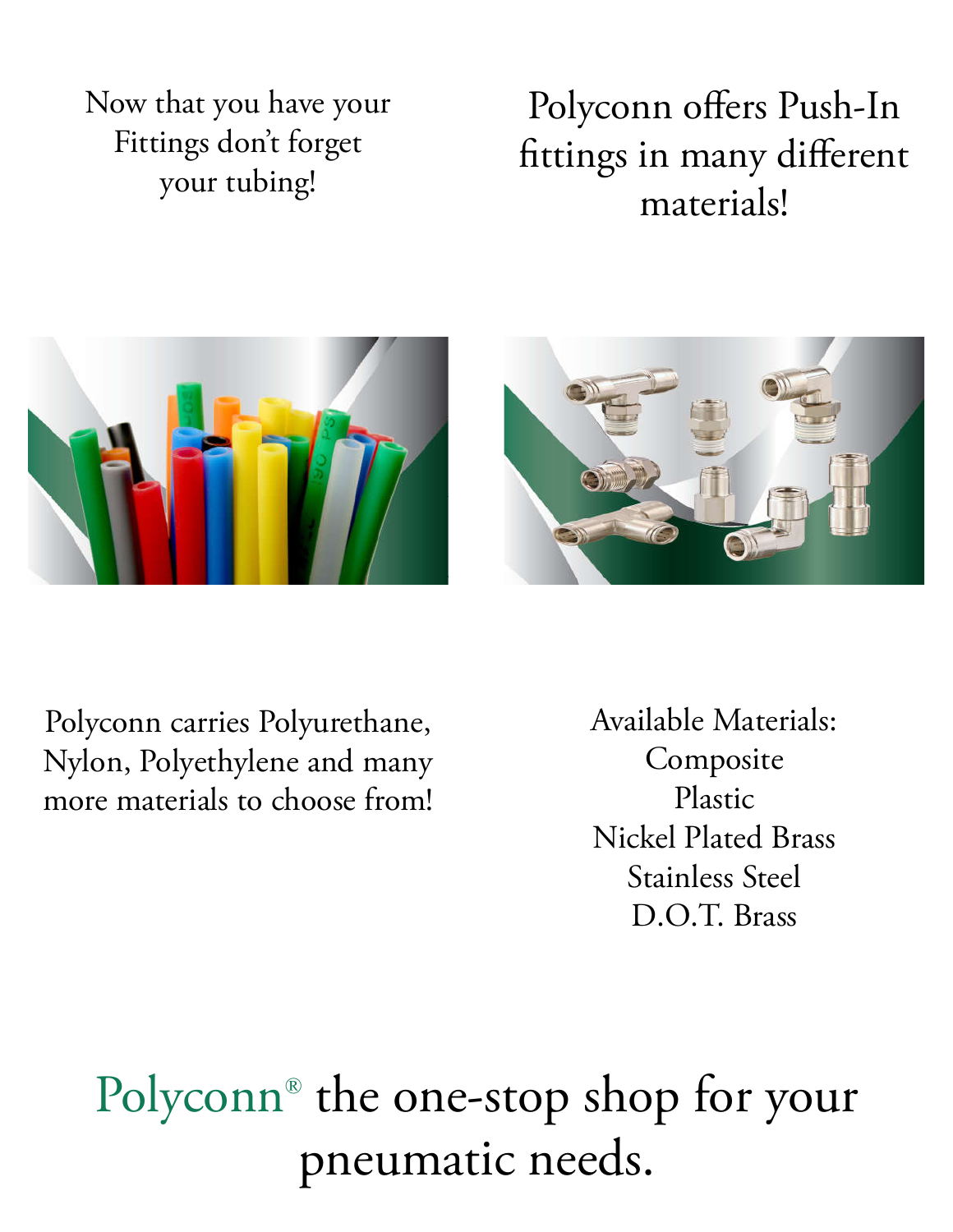Now that you have your Fittings don't forget your tubing!

Polyconn offers Push-In fittings in many different materials!

Polyconn carries Polyurethane, Nylon, Polyethylene and many more materials to choose from!

Available Materials:
Composite
Plastic
Nickel Plated Brass
Stainless Steel
D.O.T. Brass

Polyconn® the one-stop shop for your pneumatic needs.